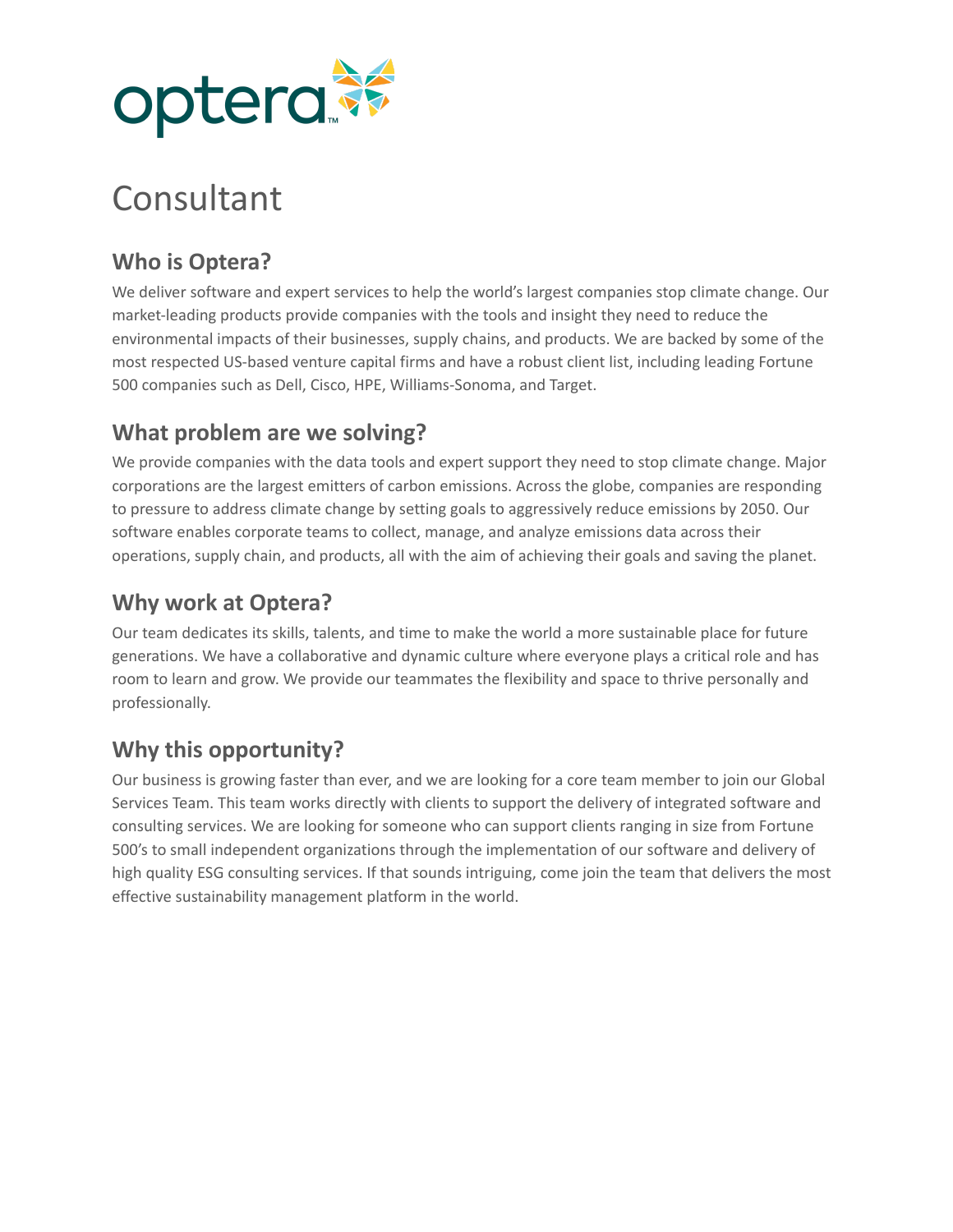# Consultant

## Who is Optera?

We deliver software and expert services to help the world's largest companies stop climate change. Our market-leading products provide companies with the tools and insight they need to reduce the environmental impacts of their businesses, supply chains, and products. We are backed by some of the most respected US-based venture capital firms and have a robust client list, including leading Fortune 500 companies such as Dell, Cisco, HPE, Williams-Sonoma, and Target.

## What problem are we solving?

We provide companies with the data tools and expert support they need to stop climate change. Major corporations are the largest emitters of carbon emissions. Across the globe, companies are responding to pressure to address climate change by setting goals to aggressively reduce emissions by 2050. Our software enables corporate teams to collect, manage, and analyze emissions data across their operations, supply chain, and products, all with the aim of achieving their goals and saving the planet.

## Why work at Optera?

Our team dedicates its skills, talents, and time to make the world a more sustainable place for future generations. We have a collaborative and dynamic culture where everyone plays a critical role and has room to learn and grow. We provide our teammates the flexibility and space to thrive personally and professionally.

## Why this opportunity?

Our business is growing faster than ever, and we are looking for a core team member to join our Global Services Team. This team works directly with clients to support the delivery of integrated software and consulting services. We are looking for someone who can support clients ranging in size from Fortune 500's to small independent organizations through the implementation of our software and delivery of high quality ESG consulting services. If that sounds intriguing, come join the team that delivers the most effective sustainability management platform in the world.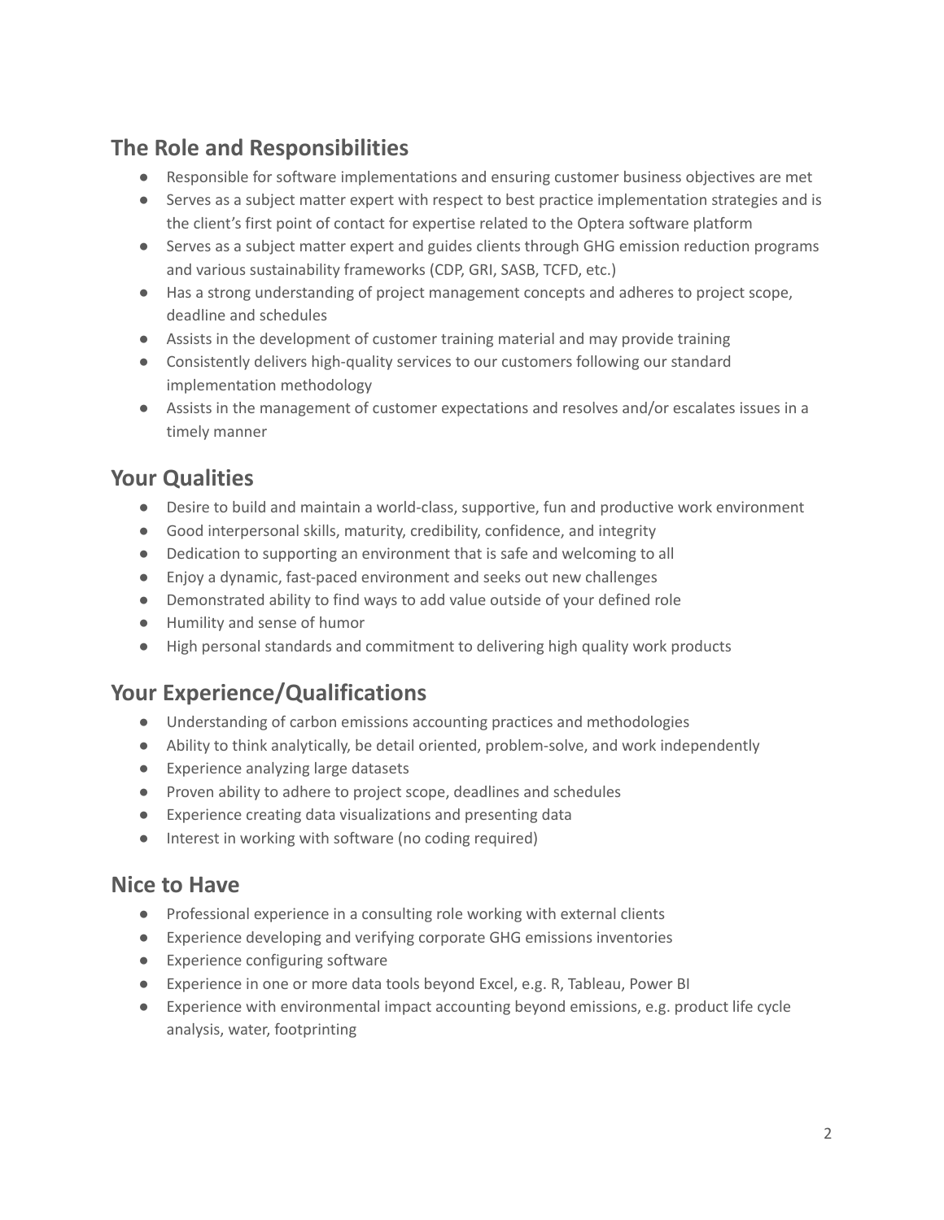## The Role and Responsibilities

- Responsible for software implementations and ensuring customer business objectives are met
- Serves as a subject matter expert with respect to best practice implementation strategies and is the client's first point of contact for expertise related to the Optera software platform
- Serves as a subject matter expert and guides clients through GHG emission reduction programs and various sustainability frameworks (CDP, GRI, SASB, TCFD, etc.)
- Has a strong understanding of project management concepts and adheres to project scope, deadline and schedules
- Assists in the development of customer training material and may provide training
- Consistently delivers high-quality services to our customers following our standard implementation methodology
- Assists in the management of customer expectations and resolves and/or escalates issues in a timely manner

## Your Qualities

- Desire to build and maintain a world-class, supportive, fun and productive work environment
- Good interpersonal skills, maturity, credibility, confidence, and integrity
- Dedication to supporting an environment that is safe and welcoming to all
- Enjoy a dynamic, fast-paced environment and seeks out new challenges
- Demonstrated ability to find ways to add value outside of your defined role
- Humility and sense of humor
- High personal standards and commitment to delivering high quality work products

## Your Experience/Qualifications

- Understanding of carbon emissions accounting practices and methodologies
- Ability to think analytically, be detail oriented, problem-solve, and work independently
- Experience analyzing large datasets
- Proven ability to adhere to project scope, deadlines and schedules
- Experience creating data visualizations and presenting data
- Interest in working with software (no coding required)

## Nice to Have

- Professional experience in a consulting role working with external clients
- Experience developing and verifying corporate GHG emissions inventories
- Experience configuring software
- Experience in one or more data tools beyond Excel, e.g. R, Tableau, Power BI
- Experience with environmental impact accounting beyond emissions, e.g. product life cycle analysis, water, footprinting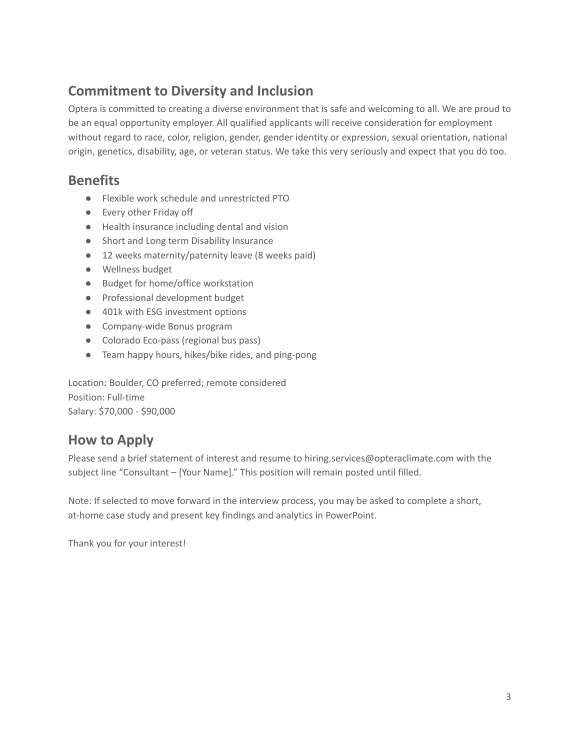## Commitment to Diversity and Inclusion

Optera is committed to creating a diverse environment that is safe and welcoming to all. We are proud to be an equal opportunity employer. All qualified applicants will receive consideration for employment without regard to race, color, religion, gender, gender identity or expression, sexual orientation, national origin, genetics, disability, age, or veteran status. We take this very seriously and expect that you do too.

## Benefits

- Flexible work schedule and unrestricted PTO
- Every other Friday off
- Health insurance including dental and vision
- Short and Long term Disability Insurance
- 12 weeks maternity/paternity leave (8 weeks paid)
- Wellness budget
- Budget for home/office workstation
- Professional development budget
- 401k with ESG investment options
- Company-wide Bonus program
- Colorado Eco-pass (regional bus pass)
- Team happy hours, hikes/bike rides, and ping-pong

Location: Boulder, CO preferred; remote considered
Position: Full-time
Salary: $70,000 - $90,000

## How to Apply

Please send a brief statement of interest and resume to hiring.services@opteraclimate.com with the subject line "Consultant – [Your Name]." This position will remain posted until filled.

Note: If selected to move forward in the interview process, you may be asked to complete a short, at-home case study and present key findings and analytics in PowerPoint.

Thank you for your interest!